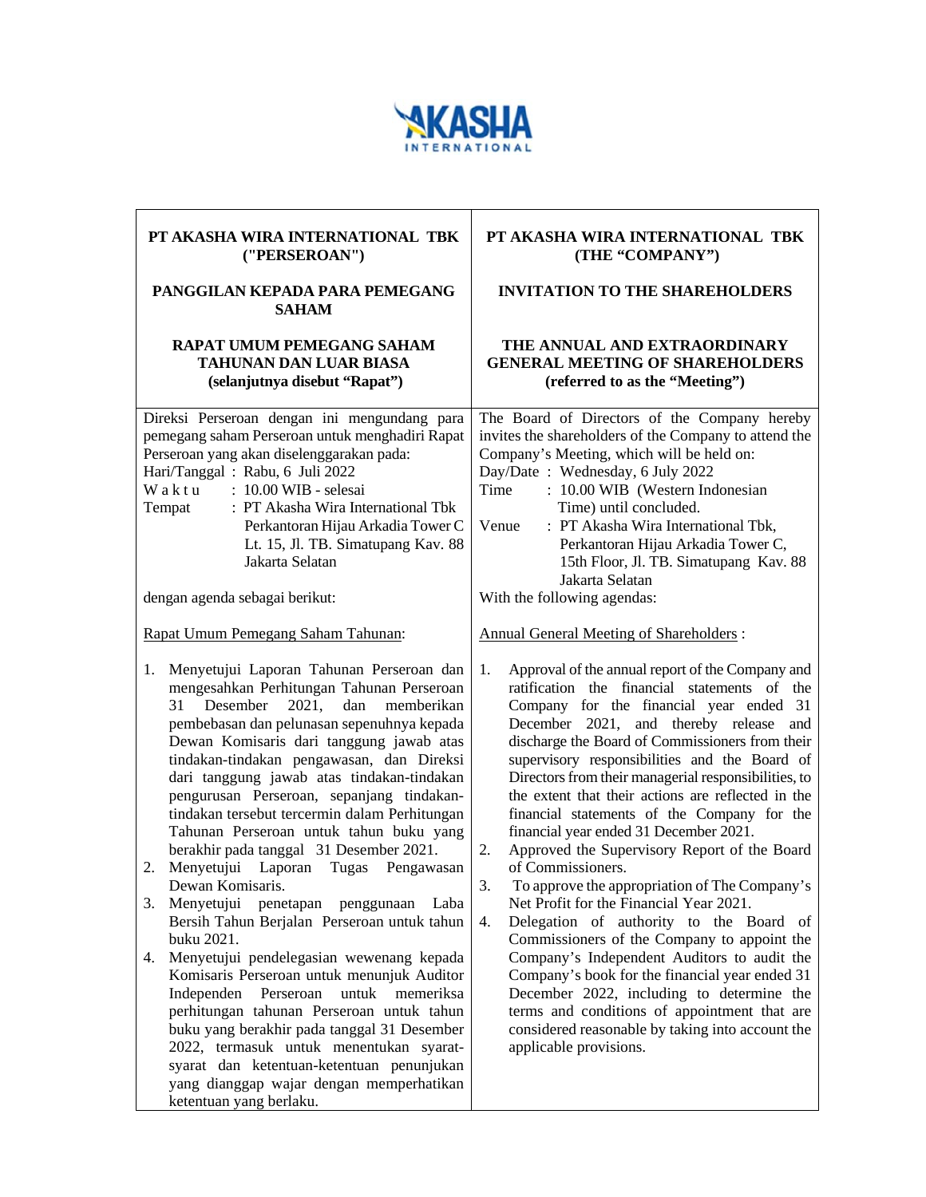AKASHA INTERNATIONAL

| **PT AKASHA WIRA INTERNATIONAL TBK ("PERSEROAN")**<br><br>**PANGGILAN KEPADA PARA PEMEGANG SAHAM**<br><br>**RAPAT UMUM PEMEGANG SAHAM TAHUNAN DAN LUAR BIASA (selanjutnya disebut "Rapat")** | **PT AKASHA WIRA INTERNATIONAL TBK (THE "COMPANY")**<br><br>**INVITATION TO THE SHAREHOLDERS**<br><br>**THE ANNUAL AND EXTRAORDINARY GENERAL MEETING OF SHAREHOLDERS (referred to as the "Meeting")** |
|---|---|
| Direksi Perseroan dengan ini mengundang para pemegang saham Perseroan untuk menghadiri Rapat Perseroan yang akan diselenggarakan pada:<br>Hari/Tanggal : Rabu, 6 Juli 2022<br>Waktu : 10.00 WIB - selesai<br>Tempat : PT Akasha Wira International Tbk Perkantoran Hijau Arkadia Tower C Lt. 15, Jl. TB. Simatupang Kav. 88 Jakarta Selatan<br><br>dengan agenda sebagai berikut:<br><br>Rapat Umum Pemegang Saham Tahunan:<br><br>1. Menyetujui Laporan Tahunan Perseroan dan mengesahkan Perhitungan Tahunan Perseroan 31 Desember 2021, dan memberikan pembebasan dan pelunasan sepenuhnya kepada Dewan Komisaris dari tanggung jawab atas tindakan-tindakan pengawasan, dan Direksi dari tanggung jawab atas tindakan-tindakan pengurusan Perseroan, sepanjang tindakan-tindakan tersebut tercermin dalam Perhitungan Tahunan Perseroan untuk tahun buku yang berakhir pada tanggal 31 Desember 2021.<br>2. Menyetujui Laporan Tugas Pengawasan Dewan Komisaris.<br>3. Menyetujui penetapan penggunaan Laba Bersih Tahun Berjalan Perseroan untuk tahun buku 2021.<br>4. Menyetujui pendelegasian wewenang kepada Komisaris Perseroan untuk menunjuk Auditor Independen Perseroan untuk memeriksa perhitungan tahunan Perseroan untuk tahun buku yang berakhir pada tanggal 31 Desember 2022, termasuk untuk menentukan syarat-syarat dan ketentuan-ketentuan penunjukan yang dianggap wajar dengan memperhatikan ketentuan yang berlaku. | The Board of Directors of the Company hereby invites the shareholders of the Company to attend the Company's Meeting, which will be held on:<br>Day/Date : Wednesday, 6 July 2022<br>Time : 10.00 WIB (Western Indonesian Time) until concluded.<br>Venue : PT Akasha Wira International Tbk, Perkantoran Hijau Arkadia Tower C, 15th Floor, Jl. TB. Simatupang Kav. 88 Jakarta Selatan<br>With the following agendas:<br><br>Annual General Meeting of Shareholders :<br><br>1. Approval of the annual report of the Company and ratification the financial statements of the Company for the financial year ended 31 December 2021, and thereby release and discharge the Board of Commissioners from their supervisory responsibilities and the Board of Directors from their managerial responsibilities, to the extent that their actions are reflected in the financial statements of the Company for the financial year ended 31 December 2021.<br>2. Approved the Supervisory Report of the Board of Commissioners.<br>3. To approve the appropriation of The Company's Net Profit for the Financial Year 2021.<br>4. Delegation of authority to the Board of Commissioners of the Company to appoint the Company's Independent Auditors to audit the Company's book for the financial year ended 31 December 2022, including to determine the terms and conditions of appointment that are considered reasonable by taking into account the applicable provisions. |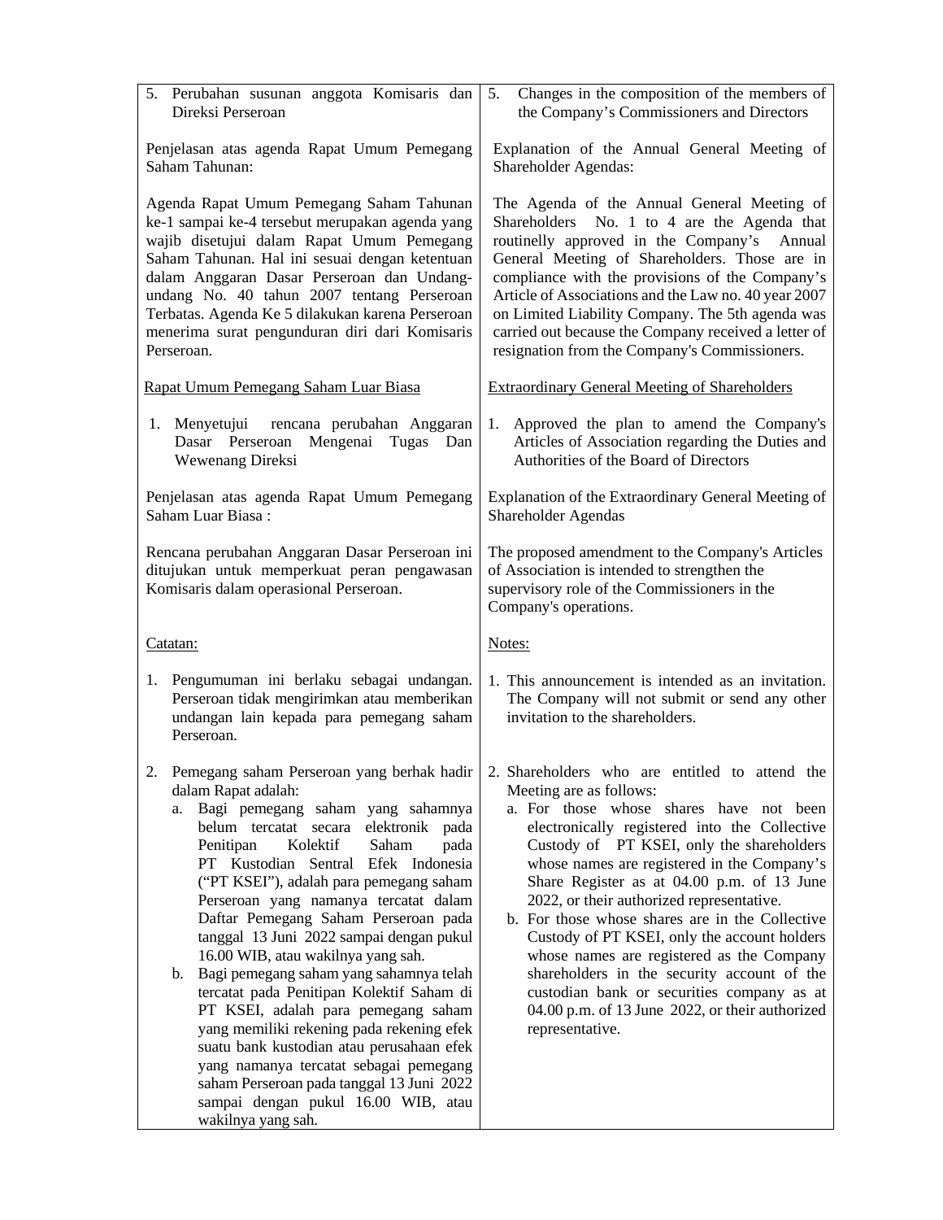| | |
|---|---|
| 5. Perubahan susunan anggota Komisaris dan Direksi Perseroan | 5. Changes in the composition of the members of the Company's Commissioners and Directors |
| Penjelasan atas agenda Rapat Umum Pemegang Saham Tahunan: | Explanation of the Annual General Meeting of Shareholder Agendas: |
| Agenda Rapat Umum Pemegang Saham Tahunan ke-1 sampai ke-4 tersebut merupakan agenda yang wajib disetujui dalam Rapat Umum Pemegang Saham Tahunan. Hal ini sesuai dengan ketentuan dalam Anggaran Dasar Perseroan dan Undang-undang No. 40 tahun 2007 tentang Perseroan Terbatas. Agenda Ke 5 dilakukan karena Perseroan menerima surat pengunduran diri dari Komisaris Perseroan. | The Agenda of the Annual General Meeting of Shareholders No. 1 to 4 are the Agenda that routinelly approved in the Company's Annual General Meeting of Shareholders. Those are in compliance with the provisions of the Company's Article of Associations and the Law no. 40 year 2007 on Limited Liability Company. The 5th agenda was carried out because the Company received a letter of resignation from the Company's Commissioners. |
| <u>Rapat Umum Pemegang Saham Luar Biasa</u> | <u>Extraordinary General Meeting of Shareholders</u> |
| 1. Menyetujui rencana perubahan Anggaran Dasar Perseroan Mengenai Tugas Dan Wewenang Direksi | 1. Approved the plan to amend the Company's Articles of Association regarding the Duties and Authorities of the Board of Directors |
| Penjelasan atas agenda Rapat Umum Pemegang Saham Luar Biasa : | Explanation of the Extraordinary General Meeting of Shareholder Agendas |
| Rencana perubahan Anggaran Dasar Perseroan ini ditujukan untuk memperkuat peran pengawasan Komisaris dalam operasional Perseroan. | The proposed amendment to the Company's Articles of Association is intended to strengthen the supervisory role of the Commissioners in the Company's operations. |
| <u>Catatan:</u> | <u>Notes:</u> |
| 1. Pengumuman ini berlaku sebagai undangan. Perseroan tidak mengirimkan atau memberikan undangan lain kepada para pemegang saham Perseroan. | 1. This announcement is intended as an invitation. The Company will not submit or send any other invitation to the shareholders. |
| 2. Pemegang saham Perseroan yang berhak hadir dalam Rapat adalah:<br>a. Bagi pemegang saham yang sahamnya belum tercatat secara elektronik pada Penitipan Kolektif Saham pada PT Kustodian Sentral Efek Indonesia ("PT KSEI"), adalah para pemegang saham Perseroan yang namanya tercatat dalam Daftar Pemegang Saham Perseroan pada tanggal 13 Juni 2022 sampai dengan pukul 16.00 WIB, atau wakilnya yang sah.<br>b. Bagi pemegang saham yang sahamnya telah tercatat pada Penitipan Kolektif Saham di PT KSEI, adalah para pemegang saham yang memiliki rekening pada rekening efek suatu bank kustodian atau perusahaan efek yang namanya tercatat sebagai pemegang saham Perseroan pada tanggal 13 Juni 2022 sampai dengan pukul 16.00 WIB, atau wakilnya yang sah. | 2. Shareholders who are entitled to attend the Meeting are as follows:<br>a. For those whose shares have not been electronically registered into the Collective Custody of PT KSEI, only the shareholders whose names are registered in the Company's Share Register as at 04.00 p.m. of 13 June 2022, or their authorized representative.<br>b. For those whose shares are in the Collective Custody of PT KSEI, only the account holders whose names are registered as the Company shareholders in the security account of the custodian bank or securities company as at 04.00 p.m. of 13 June 2022, or their authorized representative. |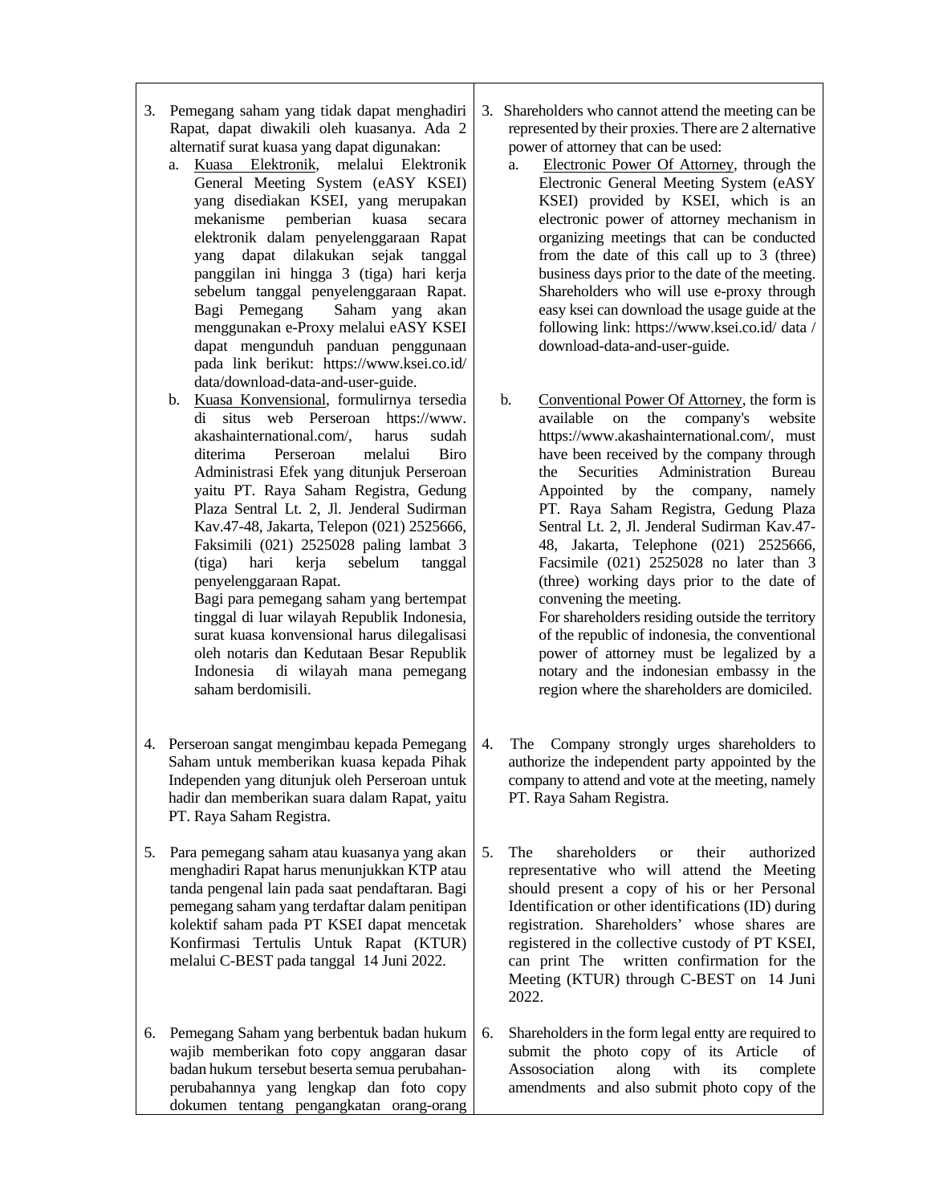| | |
|---|---|
| 3. Pemegang saham yang tidak dapat menghadiri Rapat, dapat diwakili oleh kuasanya. Ada 2 alternatif surat kuasa yang dapat digunakan: | 3. Shareholders who cannot attend the meeting can be represented by their proxies. There are 2 alternative power of attorney that can be used: |
| a. Kuasa Elektronik, melalui Elektronik General Meeting System (eASY KSEI) yang disediakan KSEI, yang merupakan mekanisme pemberian kuasa secara elektronik dalam penyelenggaraan Rapat yang dapat dilakukan sejak tanggal panggilan ini hingga 3 (tiga) hari kerja sebelum tanggal penyelenggaraan Rapat. Bagi Pemegang Saham yang akan menggunakan e-Proxy melalui eASY KSEI dapat mengunduh panduan penggunaan pada link berikut: https://www.ksei.co.id/data/download-data-and-user-guide. | a. Electronic Power Of Attorney, through the Electronic General Meeting System (eASY KSEI) provided by KSEI, which is an electronic power of attorney mechanism in organizing meetings that can be conducted from the date of this call up to 3 (three) business days prior to the date of the meeting. Shareholders who will use e-proxy through easy ksei can download the usage guide at the following link: https://www.ksei.co.id/ data / download-data-and-user-guide. |
| b. Kuasa Konvensional, formulirnya tersedia di situs web Perseroan https://www.akashainternational.com/, harus sudah diterima Perseroan melalui Biro Administrasi Efek yang ditunjuk Perseroan yaitu PT. Raya Saham Registra, Gedung Plaza Sentral Lt. 2, Jl. Jenderal Sudirman Kav.47-48, Jakarta, Telepon (021) 2525666, Faksimili (021) 2525028 paling lambat 3 (tiga) hari kerja sebelum tanggal penyelenggaraan Rapat. Bagi para pemegang saham yang bertempat tinggal di luar wilayah Republik Indonesia, surat kuasa konvensional harus dilegalisasi oleh notaris dan Kedutaan Besar Republik Indonesia di wilayah mana pemegang saham berdomisili. | b. Conventional Power Of Attorney, the form is available on the company's website https://www.akashainternational.com/, must have been received by the company through the Securities Administration Bureau Appointed by the company, namely PT. Raya Saham Registra, Gedung Plaza Sentral Lt. 2, Jl. Jenderal Sudirman Kav.47-48, Jakarta, Telephone (021) 2525666, Facsimile (021) 2525028 no later than 3 (three) working days prior to the date of convening the meeting. For shareholders residing outside the territory of the republic of indonesia, the conventional power of attorney must be legalized by a notary and the indonesian embassy in the region where the shareholders are domiciled. |
| 4. Perseroan sangat mengimbau kepada Pemegang Saham untuk memberikan kuasa kepada Pihak Independen yang ditunjuk oleh Perseroan untuk hadir dan memberikan suara dalam Rapat, yaitu PT. Raya Saham Registra. | 4. The Company strongly urges shareholders to authorize the independent party appointed by the company to attend and vote at the meeting, namely PT. Raya Saham Registra. |
| 5. Para pemegang saham atau kuasanya yang akan menghadiri Rapat harus menunjukkan KTP atau tanda pengenal lain pada saat pendaftaran. Bagi pemegang saham yang terdaftar dalam penitipan kolektif saham pada PT KSEI dapat mencetak Konfirmasi Tertulis Untuk Rapat (KTUR) melalui C-BEST pada tanggal 14 Juni 2022. | 5. The shareholders or their authorized representative who will attend the Meeting should present a copy of his or her Personal Identification or other identifications (ID) during registration. Shareholders' whose shares are registered in the collective custody of PT KSEI, can print The written confirmation for the Meeting (KTUR) through C-BEST on 14 Juni 2022. |
| 6. Pemegang Saham yang berbentuk badan hukum wajib memberikan foto copy anggaran dasar badan hukum tersebut beserta semua perubahan-perubahannya yang lengkap dan foto copy dokumen tentang pengangkatan orang-orang | 6. Shareholders in the form legal entty are required to submit the photo copy of its Article of Assosociation along with its complete amendments and also submit photo copy of the |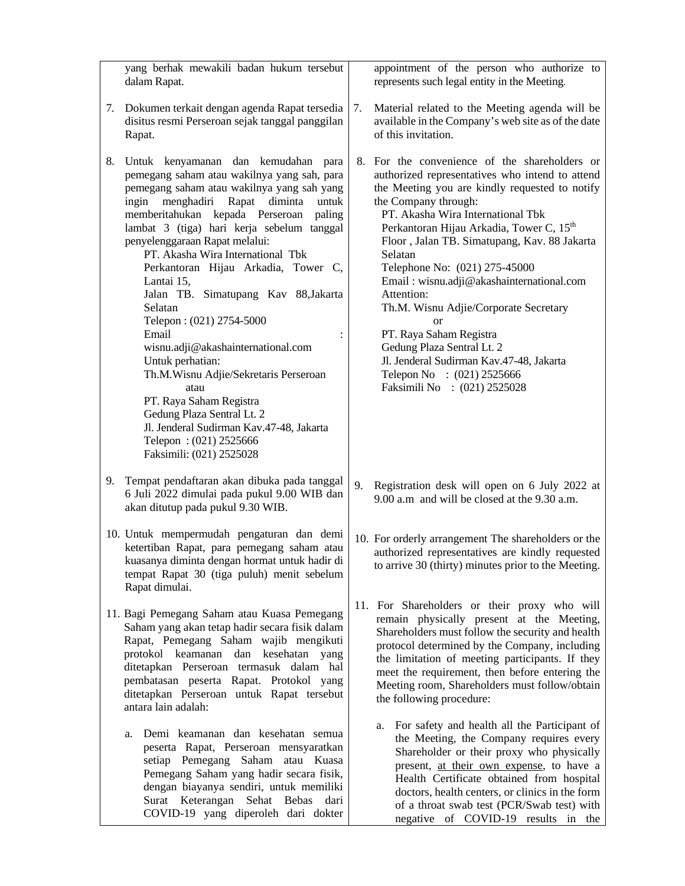| Bahasa Indonesia | English |
|---|---|
| yang berhak mewakili badan hukum tersebut dalam Rapat. | appointment of the person who authorize to represents such legal entity in the Meeting. |
| 7. Dokumen terkait dengan agenda Rapat tersedia disitus resmi Perseroan sejak tanggal panggilan Rapat. | 7. Material related to the Meeting agenda will be available in the Company's web site as of the date of this invitation. |
| 8. Untuk kenyamanan dan kemudahan para pemegang saham atau wakilnya yang sah, para pemegang saham atau wakilnya yang sah yang ingin menghadiri Rapat diminta untuk memberitahukan kepada Perseroan paling lambat 3 (tiga) hari kerja sebelum tanggal penyelenggaraan Rapat melalui:<br>PT. Akasha Wira International Tbk<br>Perkantoran Hijau Arkadia, Tower C, Lantai 15,<br>Jalan TB. Simatupang Kav 88,Jakarta Selatan<br>Telepon : (021) 2754-5000<br>Email : wisnu.adji@akashainternational.com<br>Untuk perhatian:<br>Th.M.Wisnu Adjie/Sekretaris Perseroan<br>atau<br>PT. Raya Saham Registra<br>Gedung Plaza Sentral Lt. 2<br>Jl. Jenderal Sudirman Kav.47-48, Jakarta<br>Telepon : (021) 2525666<br>Faksimili: (021) 2525028 | 8. For the convenience of the shareholders or authorized representatives who intend to attend the Meeting you are kindly requested to notify the Company through:<br>PT. Akasha Wira International Tbk<br>Perkantoran Hijau Arkadia, Tower C, 15th Floor , Jalan TB. Simatupang, Kav. 88 Jakarta Selatan<br>Telephone No: (021) 275-45000<br>Email : wisnu.adji@akashainternational.com<br>Attention:<br>Th.M. Wisnu Adjie/Corporate Secretary<br>or<br>PT. Raya Saham Registra<br>Gedung Plaza Sentral Lt. 2<br>Jl. Jenderal Sudirman Kav.47-48, Jakarta<br>Telepon No : (021) 2525666<br>Faksimili No : (021) 2525028 |
| 9. Tempat pendaftaran akan dibuka pada tanggal 6 Juli 2022 dimulai pada pukul 9.00 WIB dan akan ditutup pada pukul 9.30 WIB. | 9. Registration desk will open on 6 July 2022 at 9.00 a.m and will be closed at the 9.30 a.m. |
| 10. Untuk mempermudah pengaturan dan demi ketertiban Rapat, para pemegang saham atau kuasanya diminta dengan hormat untuk hadir di tempat Rapat 30 (tiga puluh) menit sebelum Rapat dimulai. | 10. For orderly arrangement The shareholders or the authorized representatives are kindly requested to arrive 30 (thirty) minutes prior to the Meeting. |
| 11. Bagi Pemegang Saham atau Kuasa Pemegang Saham yang akan tetap hadir secara fisik dalam Rapat, Pemegang Saham wajib mengikuti protokol keamanan dan kesehatan yang ditetapkan Perseroan termasuk dalam hal pembatasan peserta Rapat. Protokol yang ditetapkan Perseroan untuk Rapat tersebut antara lain adalah: | 11. For Shareholders or their proxy who will remain physically present at the Meeting, Shareholders must follow the security and health protocol determined by the Company, including the limitation of meeting participants. If they meet the requirement, then before entering the Meeting room, Shareholders must follow/obtain the following procedure: |
| a. Demi keamanan dan kesehatan semua peserta Rapat, Perseroan mensyaratkan setiap Pemegang Saham atau Kuasa Pemegang Saham yang hadir secara fisik, dengan biayanya sendiri, untuk memiliki Surat Keterangan Sehat Bebas dari COVID-19 yang diperoleh dari dokter | a. For safety and health all the Participant of the Meeting, the Company requires every Shareholder or their proxy who physically present, <u>at their own expense</u>, to have a Health Certificate obtained from hospital doctors, health centers, or clinics in the form of a throat swab test (PCR/Swab test) with negative of COVID-19 results in the |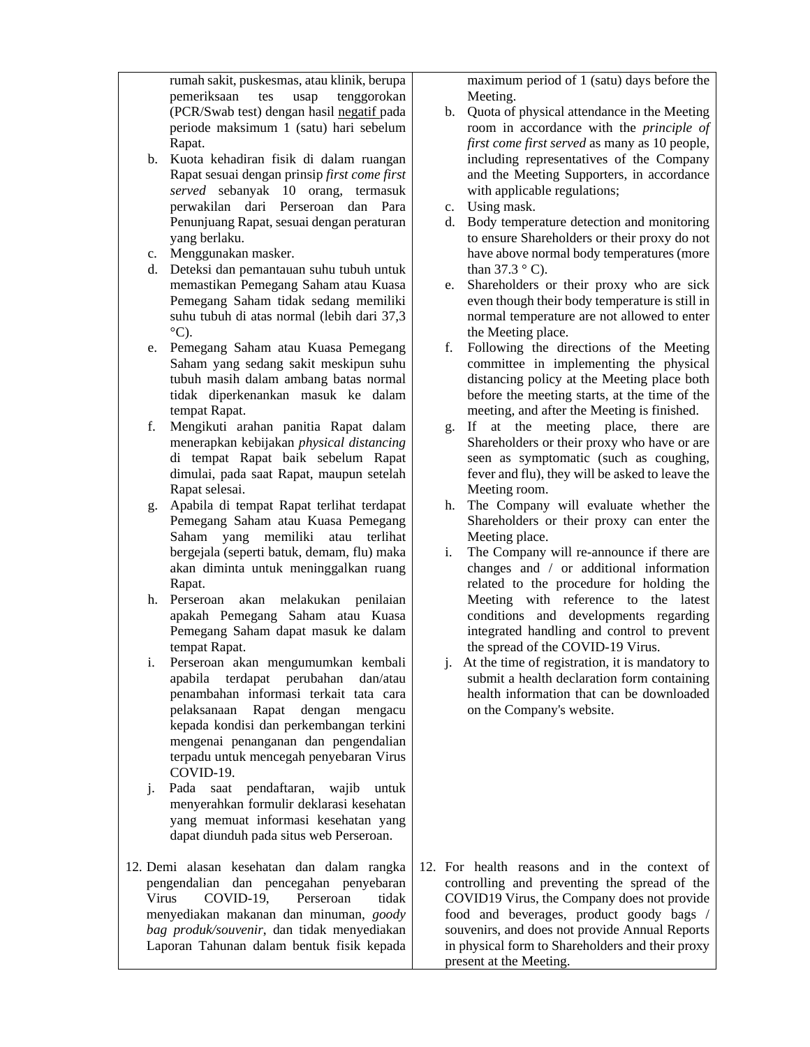| | |
|---|---|
| rumah sakit, puskesmas, atau klinik, berupa pemeriksaan tes usap tenggorokan (PCR/Swab test) dengan hasil negatif pada periode maksimum 1 (satu) hari sebelum Rapat.<br>b. Kuota kehadiran fisik di dalam ruangan Rapat sesuai dengan prinsip *first come first served* sebanyak 10 orang, termasuk perwakilan dari Perseroan dan Para Penunjuang Rapat, sesuai dengan peraturan yang berlaku.<br>c. Menggunakan masker.<br>d. Deteksi dan pemantauan suhu tubuh untuk memastikan Pemegang Saham atau Kuasa Pemegang Saham tidak sedang memiliki suhu tubuh di atas normal (lebih dari 37,3 °C).<br>e. Pemegang Saham atau Kuasa Pemegang Saham yang sedang sakit meskipun suhu tubuh masih dalam ambang batas normal tidak diperkenankan masuk ke dalam tempat Rapat.<br>f. Mengikuti arahan panitia Rapat dalam menerapkan kebijakan *physical distancing* di tempat Rapat baik sebelum Rapat dimulai, pada saat Rapat, maupun setelah Rapat selesai.<br>g. Apabila di tempat Rapat terlihat terdapat Pemegang Saham atau Kuasa Pemegang Saham yang memiliki atau terlihat bergejala (seperti batuk, demam, flu) maka akan diminta untuk meninggalkan ruang Rapat.<br>h. Perseroan akan melakukan penilaian apakah Pemegang Saham atau Kuasa Pemegang Saham dapat masuk ke dalam tempat Rapat.<br>i. Perseroan akan mengumumkan kembali apabila terdapat perubahan dan/atau penambahan informasi terkait tata cara pelaksanaan Rapat dengan mengacu kepada kondisi dan perkembangan terkini mengenai penanganan dan pengendalian terpadu untuk mencegah penyebaran Virus COVID-19.<br>j. Pada saat pendaftaran, wajib untuk menyerahkan formulir deklarasi kesehatan yang memuat informasi kesehatan yang dapat diunduh pada situs web Perseroan. | maximum period of 1 (satu) days before the Meeting.<br>b. Quota of physical attendance in the Meeting room in accordance with the *principle of first come first served* as many as 10 people, including representatives of the Company and the Meeting Supporters, in accordance with applicable regulations;<br>c. Using mask.<br>d. Body temperature detection and monitoring to ensure Shareholders or their proxy do not have above normal body temperatures (more than 37.3 ° C).<br>e. Shareholders or their proxy who are sick even though their body temperature is still in normal temperature are not allowed to enter the Meeting place.<br>f. Following the directions of the Meeting committee in implementing the physical distancing policy at the Meeting place both before the meeting starts, at the time of the meeting, and after the Meeting is finished.<br>g. If at the meeting place, there are Shareholders or their proxy who have or are seen as symptomatic (such as coughing, fever and flu), they will be asked to leave the Meeting room.<br>h. The Company will evaluate whether the Shareholders or their proxy can enter the Meeting place.<br>i. The Company will re-announce if there are changes and / or additional information related to the procedure for holding the Meeting with reference to the latest conditions and developments regarding integrated handling and control to prevent the spread of the COVID-19 Virus.<br>j. At the time of registration, it is mandatory to submit a health declaration form containing health information that can be downloaded on the Company's website. |
| 12. Demi alasan kesehatan dan dalam rangka pengendalian dan pencegahan penyebaran Virus COVID-19, Perseroan tidak menyediakan makanan dan minuman, *goody bag produk/souvenir*, dan tidak menyediakan Laporan Tahunan dalam bentuk fisik kepada | 12. For health reasons and in the context of controlling and preventing the spread of the COVID19 Virus, the Company does not provide food and beverages, product goody bags / souvenirs, and does not provide Annual Reports in physical form to Shareholders and their proxy present at the Meeting. |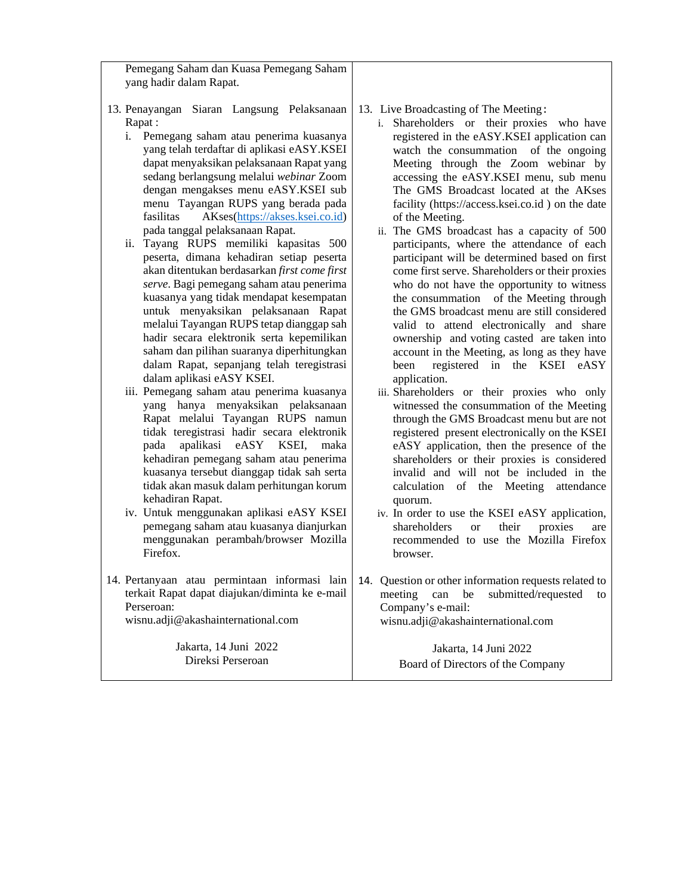| | |
|---|---|
| Pemegang Saham dan Kuasa Pemegang Saham yang hadir dalam Rapat. | |
| 13. Penayangan Siaran Langsung Pelaksanaan Rapat :<br>i. Pemegang saham atau penerima kuasanya yang telah terdaftar di aplikasi eASY.KSEI dapat menyaksikan pelaksanaan Rapat yang sedang berlangsung melalui *webinar* Zoom dengan mengakses menu eASY.KSEI sub menu Tayangan RUPS yang berada pada fasilitas AKses(https://akses.ksei.co.id) pada tanggal pelaksanaan Rapat.<br>ii. Tayang RUPS memiliki kapasitas 500 peserta, dimana kehadiran setiap peserta akan ditentukan berdasarkan *first come first serve*. Bagi pemegang saham atau penerima kuasanya yang tidak mendapat kesempatan untuk menyaksikan pelaksanaan Rapat melalui Tayangan RUPS tetap dianggap sah hadir secara elektronik serta kepemilikan saham dan pilihan suaranya diperhitungkan dalam Rapat, sepanjang telah teregistrasi dalam aplikasi eASY KSEI.<br>iii. Pemegang saham atau penerima kuasanya yang hanya menyaksikan pelaksanaan Rapat melalui Tayangan RUPS namun tidak teregistrasi hadir secara elektronik pada apalikasi eASY KSEI, maka kehadiran pemegang saham atau penerima kuasanya tersebut dianggap tidak sah serta tidak akan masuk dalam perhitungan korum kehadiran Rapat.<br>iv. Untuk menggunakan aplikasi eASY KSEI pemegang saham atau kuasanya dianjurkan menggunakan perambah/browser Mozilla Firefox. | 13. Live Broadcasting of The Meeting:<br>i. Shareholders or their proxies who have registered in the eASY.KSEI application can watch the consummation of the ongoing Meeting through the Zoom webinar by accessing the eASY.KSEI menu, sub menu The GMS Broadcast located at the AKses facility (https://access.ksei.co.id ) on the date of the Meeting.<br>ii. The GMS broadcast has a capacity of 500 participants, where the attendance of each participant will be determined based on first come first serve. Shareholders or their proxies who do not have the opportunity to witness the consummation of the Meeting through the GMS broadcast menu are still considered valid to attend electronically and share ownership and voting casted are taken into account in the Meeting, as long as they have been registered in the KSEI eASY application.<br>iii. Shareholders or their proxies who only witnessed the consummation of the Meeting through the GMS Broadcast menu but are not registered present electronically on the KSEI eASY application, then the presence of the shareholders or their proxies is considered invalid and will not be included in the calculation of the Meeting attendance quorum.<br>iv. In order to use the KSEI eASY application, shareholders or their proxies are recommended to use the Mozilla Firefox browser. |
| 14. Pertanyaan atau permintaan informasi lain terkait Rapat dapat diajukan/diminta ke e-mail Perseroan:<br>wisnu.adji@akashainternational.com | 14. Question or other information requests related to meeting can be submitted/requested to Company's e-mail:<br>wisnu.adji@akashainternational.com |
| Jakarta, 14 Juni 2022<br>Direksi Perseroan | Jakarta, 14 Juni 2022<br>Board of Directors of the Company |